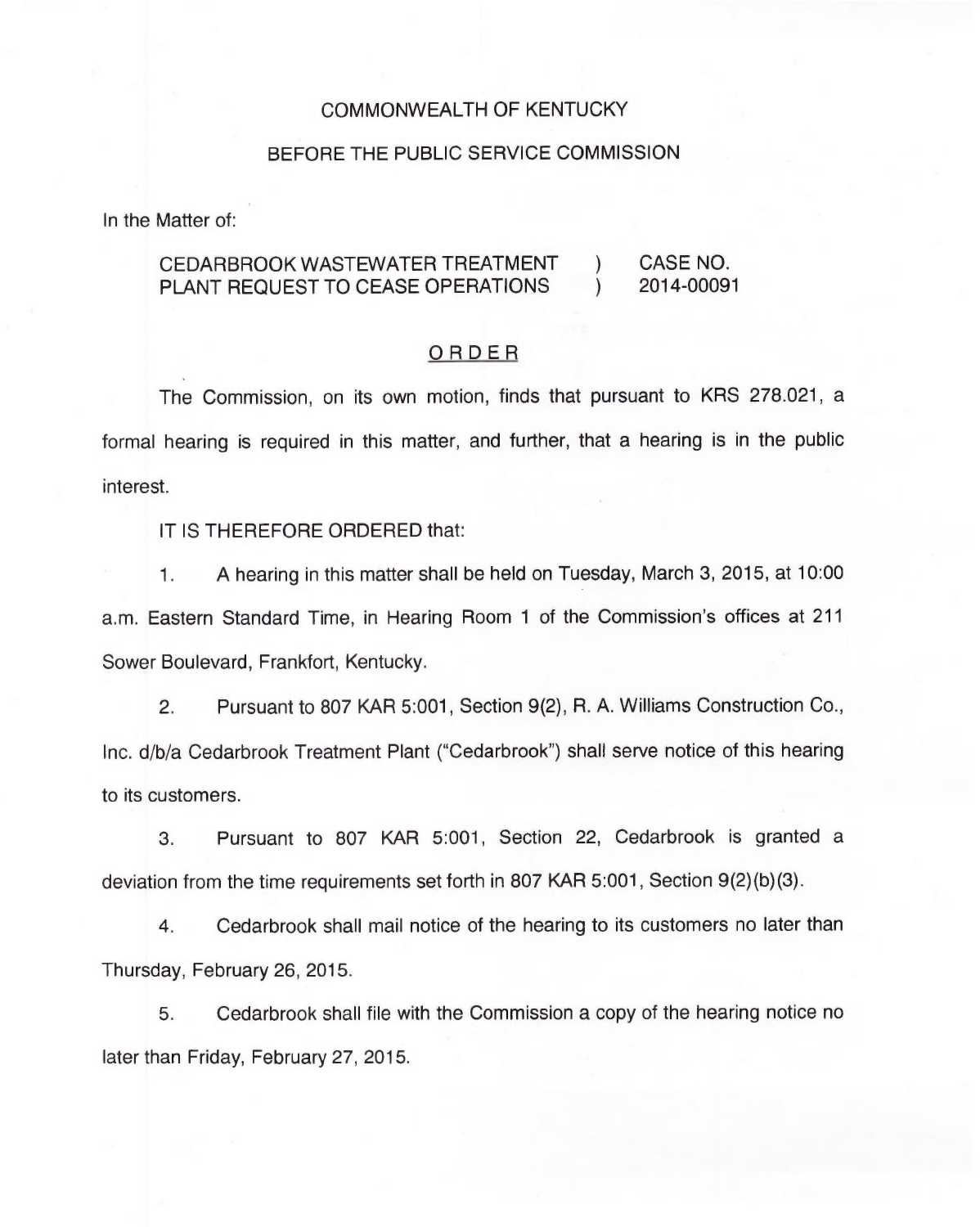COMMONWEALTH OF KENTUCKY

BEFORE THE PUBLIC SERVICE COMMISSION

In the Matter of:

| | | |
|---|---|---|
| CEDARBROOK WASTEWATER TREATMENT PLANT REQUEST TO CEASE OPERATIONS | ) ) | CASE NO. 2014-00091 |

## ORDER

The Commission, on its own motion, finds that pursuant to KRS 278.021, a formal hearing is required in this matter, and further, that a hearing is in the public interest.

IT IS THEREFORE ORDERED that:

1. A hearing in this matter shall be held on Tuesday, March 3, 2015, at 10:00 a.m. Eastern Standard Time, in Hearing Room 1 of the Commission's offices at 211 Sower Boulevard, Frankfort, Kentucky.

2. Pursuant to 807 KAR 5:001, Section 9(2), R. A. Williams Construction Co., Inc. d/b/a Cedarbrook Treatment Plant ("Cedarbrook") shall serve notice of this hearing to its customers.

3. Pursuant to 807 KAR 5:001, Section 22, Cedarbrook is granted a deviation from the time requirements set forth in 807 KAR 5:001, Section 9(2)(b)(3).

4. Cedarbrook shall mail notice of the hearing to its customers no later than Thursday, February 26, 2015.

5. Cedarbrook shall file with the Commission a copy of the hearing notice no later than Friday, February 27, 2015.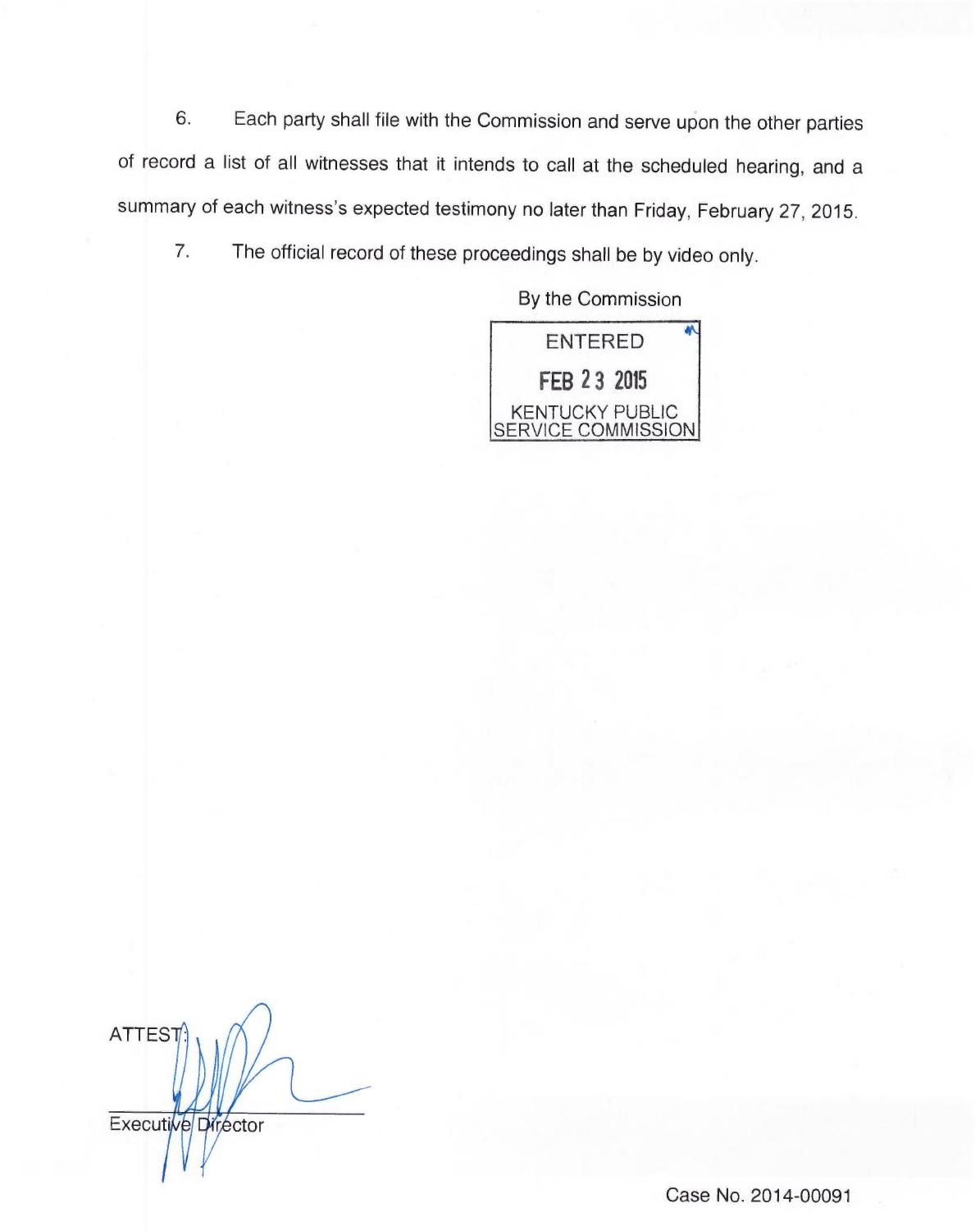6. Each party shall file with the Commission and serve upon the other parties of record a list of all witnesses that it intends to call at the scheduled hearing, and a summary of each witness's expected testimony no later than Friday, February 27, 2015.

7. The official record of these proceedings shall be by video only.

By the Commission

ENTERED

FEB 23 2015

KENTUCKY PUBLIC SERVICE COMMISSION

ATTEST:

Executive Director

Case No. 2014-00091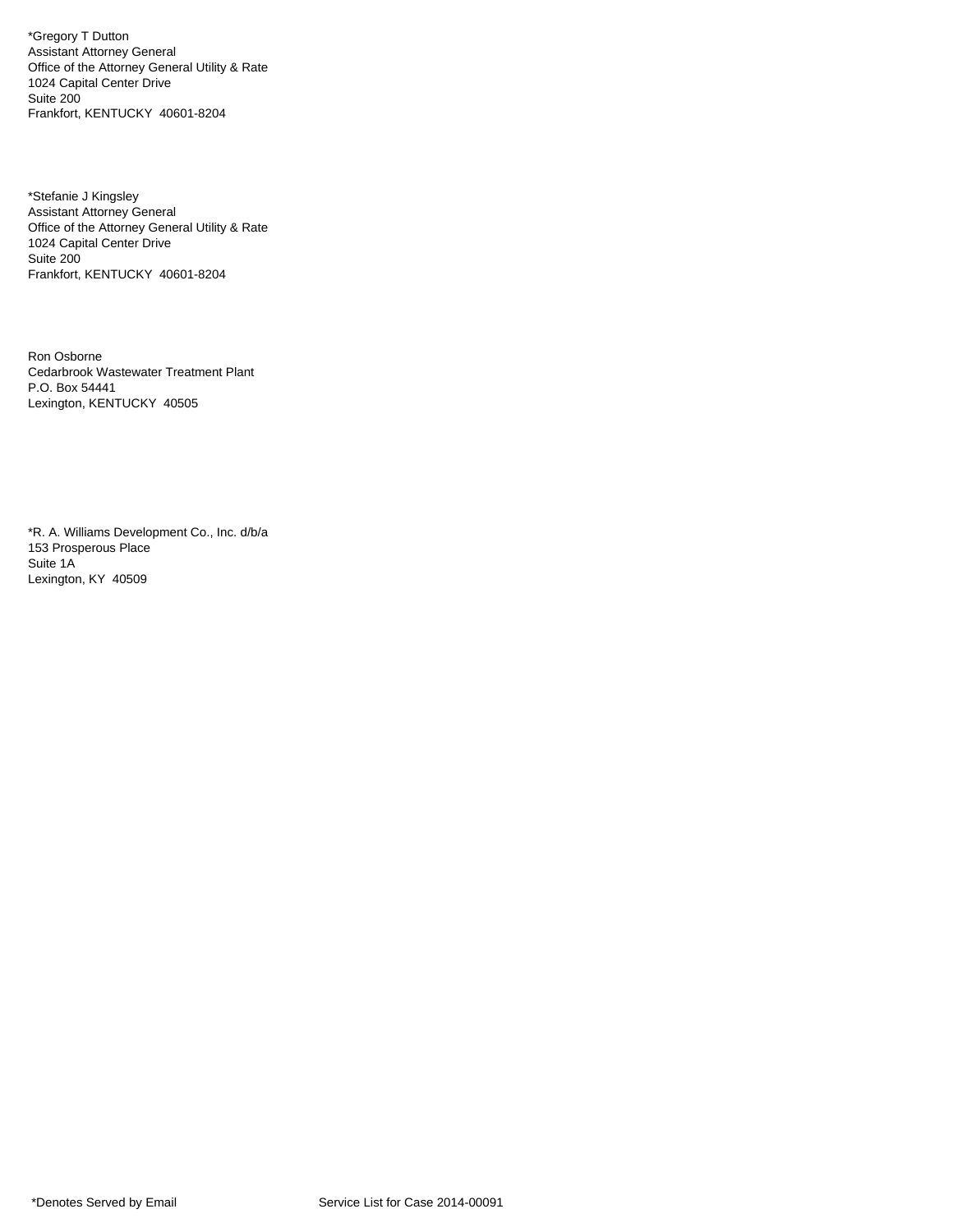*Gregory T Dutton
Assistant Attorney General
Office of the Attorney General Utility & Rate
1024 Capital Center Drive
Suite 200
Frankfort, KENTUCKY 40601-8204

*Stefanie J Kingsley
Assistant Attorney General
Office of the Attorney General Utility & Rate
1024 Capital Center Drive
Suite 200
Frankfort, KENTUCKY 40601-8204

Ron Osborne
Cedarbrook Wastewater Treatment Plant
P.O. Box 54441
Lexington, KENTUCKY 40505

*R. A. Williams Development Co., Inc. d/b/a
153 Prosperous Place
Suite 1A
Lexington, KY 40509

*Denotes Served by Email

Service List for Case 2014-00091